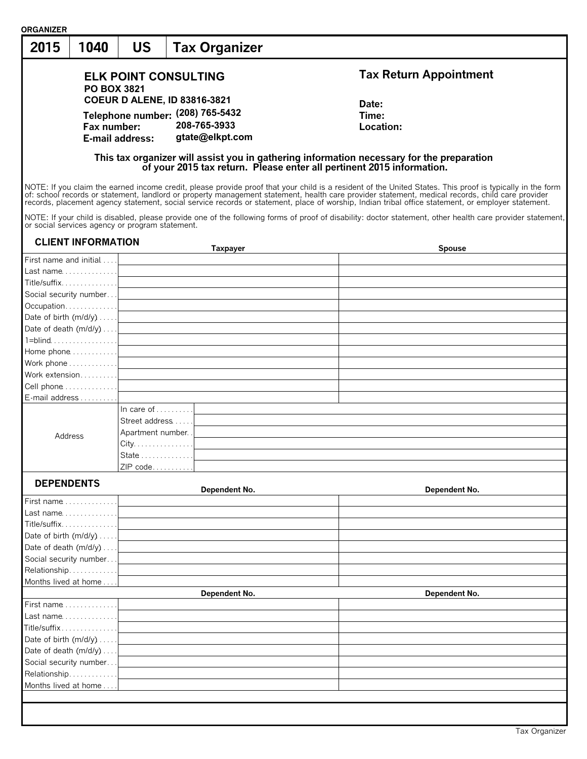ORGANIZER

# 2015 | 1040 | US | Tax Organizer

**ELK POINT CONSULTING**
**PO BOX 3821**
**COEUR D ALENE, ID 83816-3821**

**Telephone number:** (208) 765-5432
**Fax number:** 208-765-3933
**E-mail address:** gtate@elkpt.com

## Tax Return Appointment

**Date:**
**Time:**
**Location:**

**This tax organizer will assist you in gathering information necessary for the preparation of your 2015 tax return. Please enter all pertinent 2015 information.**

NOTE: If you claim the earned income credit, please provide proof that your child is a resident of the United States. This proof is typically in the form of: school records or statement, landlord or property management statement, health care provider statement, medical records, child care provider records, placement agency statement, social service records or statement, place of worship, Indian tribal office statement, or employer statement.

NOTE: If your child is disabled, please provide one of the following forms of proof of disability: doctor statement, other health care provider statement, or social services agency or program statement.

## CLIENT INFORMATION

| | Taxpayer | Spouse |
|---|---|---|
| First name and initial | | |
| Last name | | |
| Title/suffix | | |
| Social security number | | |
| Occupation | | |
| Date of birth (m/d/y) | | |
| Date of death (m/d/y) | | |
| 1=blind | | |
| Home phone | | |
| Work phone | | |
| Work extension | | |
| Cell phone | | |
| E-mail address | | |

| Address | |
|---|---|
| In care of | |
| Street address | |
| Apartment number | |
| City | |
| State | |
| ZIP code | |

## DEPENDENTS

| | Dependent No. | Dependent No. |
|---|---|---|
| First name | | |
| Last name | | |
| Title/suffix | | |
| Date of birth (m/d/y) | | |
| Date of death (m/d/y) | | |
| Social security number | | |
| Relationship | | |
| Months lived at home | | |

| | Dependent No. | Dependent No. |
|---|---|---|
| First name | | |
| Last name | | |
| Title/suffix | | |
| Date of birth (m/d/y) | | |
| Date of death (m/d/y) | | |
| Social security number | | |
| Relationship | | |
| Months lived at home | | |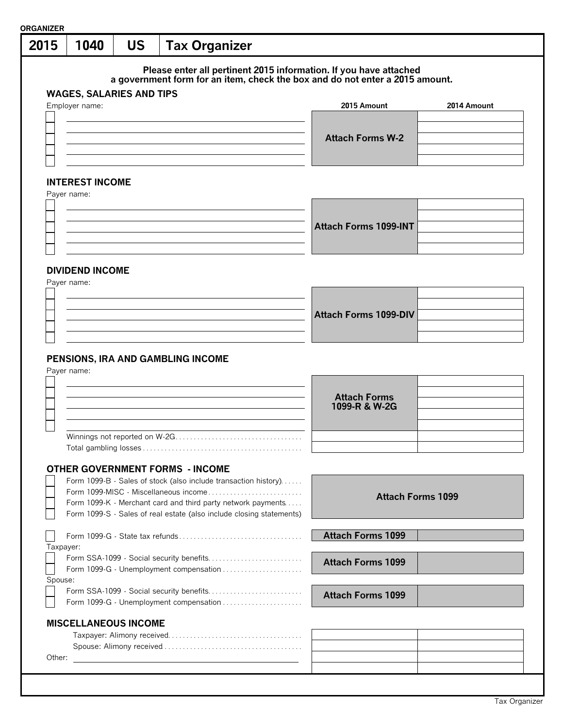ORGANIZER

# 2015 | 1040 | US | Tax Organizer

**Please enter all pertinent 2015 information. If you have attached a government form for an item, check the box and do not enter a 2015 amount.**

## WAGES, SALARIES AND TIPS

| Employer name: | 2015 Amount | 2014 Amount |
|---|---|---|
| ☐ | Attach Forms W-2 | |
| ☐ | | |
| ☐ | | |
| ☐ | | |
| ☐ | | |

## INTEREST INCOME

| Payer name: | 2015 Amount | 2014 Amount |
|---|---|---|
| ☐ | Attach Forms 1099-INT | |
| ☐ | | |
| ☐ | | |
| ☐ | | |
| ☐ | | |

## DIVIDEND INCOME

| Payer name: | 2015 Amount | 2014 Amount |
|---|---|---|
| ☐ | Attach Forms 1099-DIV | |
| ☐ | | |
| ☐ | | |
| ☐ | | |
| ☐ | | |

## PENSIONS, IRA AND GAMBLING INCOME

| Payer name: | 2015 Amount | 2014 Amount |
|---|---|---|
| ☐ | Attach Forms 1099-R & W-2G | |
| ☐ | | |
| ☐ | | |
| ☐ | | |
| ☐ | | |
| Winnings not reported on W-2G | | |
| Total gambling losses | | |

## OTHER GOVERNMENT FORMS - INCOME

| | 2015 Amount | 2014 Amount |
|---|---|---|
| ☐ Form 1099-B - Sales of stock (also include transaction history) | Attach Forms 1099 | |
| ☐ Form 1099-MISC - Miscellaneous income | | |
| ☐ Form 1099-K - Merchant card and third party network payments | | |
| ☐ Form 1099-S - Sales of real estate (also include closing statements) | | |
| ☐ Form 1099-G - State tax refunds | Attach Forms 1099 | |
| Taxpayer: | | |
| ☐ Form SSA-1099 - Social security benefits | Attach Forms 1099 | |
| ☐ Form 1099-G - Unemployment compensation | | |
| Spouse: | | |
| ☐ Form SSA-1099 - Social security benefits | Attach Forms 1099 | |
| ☐ Form 1099-G - Unemployment compensation | | |

## MISCELLANEOUS INCOME

| | 2015 Amount | 2014 Amount |
|---|---|---|
| Taxpayer: Alimony received | | |
| Spouse: Alimony received | | |
| Other: | | |
| | | |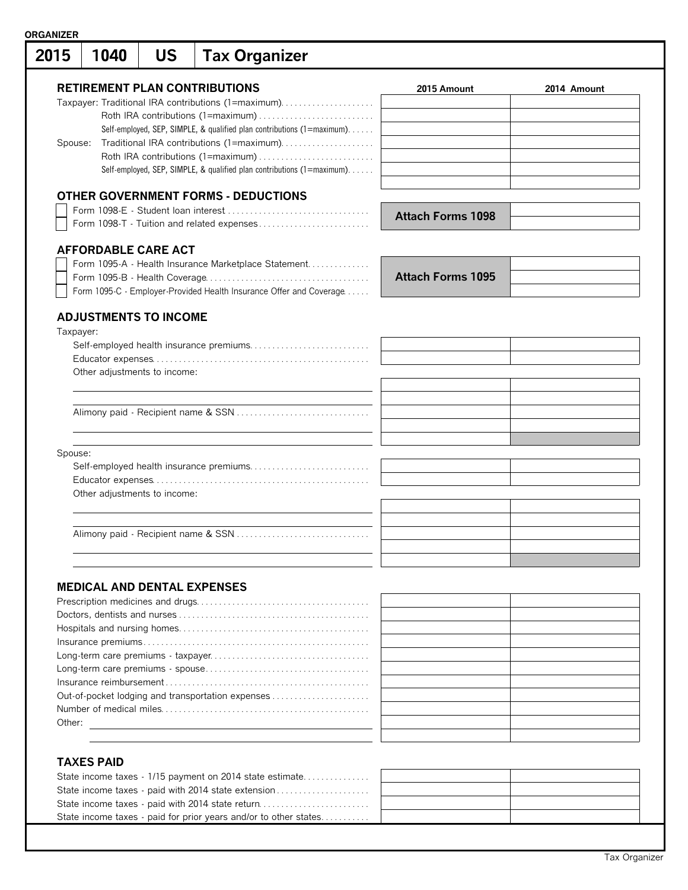**ORGANIZER**

# 2015 | 1040 | US | Tax Organizer

## RETIREMENT PLAN CONTRIBUTIONS

| | 2015 Amount | 2014 Amount |
|---|---|---|
| Taxpayer: Traditional IRA contributions (1=maximum) | | |
| Roth IRA contributions (1=maximum) | | |
| Self-employed, SEP, SIMPLE, & qualified plan contributions (1=maximum) | | |
| Spouse: Traditional IRA contributions (1=maximum) | | |
| Roth IRA contributions (1=maximum) | | |
| Self-employed, SEP, SIMPLE, & qualified plan contributions (1=maximum) | | |
| | | |

## OTHER GOVERNMENT FORMS - DEDUCTIONS

| | | |
|---|---|---|
| ☐ Form 1098-E - Student loan interest | **Attach Forms 1098** | |
| ☐ Form 1098-T - Tuition and related expenses | | |

## AFFORDABLE CARE ACT

| | | |
|---|---|---|
| ☐ Form 1095-A - Health Insurance Marketplace Statement | **Attach Forms 1095** | |
| ☐ Form 1095-B - Health Coverage | | |
| ☐ Form 1095-C - Employer-Provided Health Insurance Offer and Coverage | | |

## ADJUSTMENTS TO INCOME

| | 2015 Amount | 2014 Amount |
|---|---|---|
| **Taxpayer:** | | |
| Self-employed health insurance premiums | | |
| Educator expenses | | |
| Other adjustments to income: | | |
| | | |
| | | |
| Alimony paid - Recipient name & SSN | | |
| | | |
| | | |
| **Spouse:** | | |
| Self-employed health insurance premiums | | |
| Educator expenses | | |
| Other adjustments to income: | | |
| | | |
| | | |
| Alimony paid - Recipient name & SSN | | |
| | | |
| | | |

## MEDICAL AND DENTAL EXPENSES

| | 2015 Amount | 2014 Amount |
|---|---|---|
| Prescription medicines and drugs | | |
| Doctors, dentists and nurses | | |
| Hospitals and nursing homes | | |
| Insurance premiums | | |
| Long-term care premiums - taxpayer | | |
| Long-term care premiums - spouse | | |
| Insurance reimbursement | | |
| Out-of-pocket lodging and transportation expenses | | |
| Number of medical miles | | |
| Other: | | |
| | | |

## TAXES PAID

| | 2015 Amount | 2014 Amount |
|---|---|---|
| State income taxes - 1/15 payment on 2014 state estimate | | |
| State income taxes - paid with 2014 state extension | | |
| State income taxes - paid with 2014 state return | | |
| State income taxes - paid for prior years and/or to other states | | |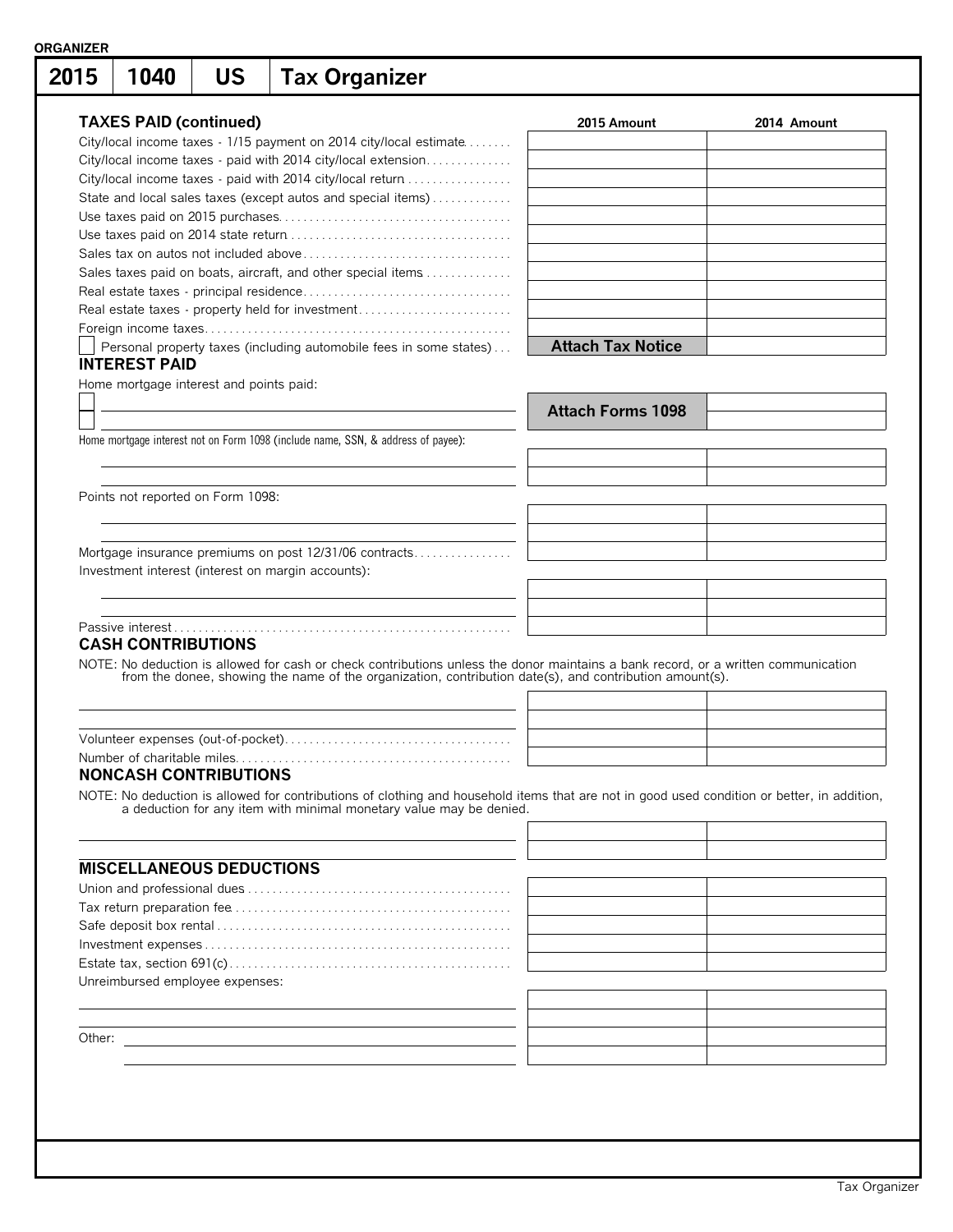ORGANIZER

# 2015 | 1040 | US | Tax Organizer

| TAXES PAID (continued) | 2015 Amount | 2014 Amount |
|---|---|---|
| City/local income taxes - 1/15 payment on 2014 city/local estimate | | |
| City/local income taxes - paid with 2014 city/local extension | | |
| City/local income taxes - paid with 2014 city/local return | | |
| State and local sales taxes (except autos and special items) | | |
| Use taxes paid on 2015 purchases | | |
| Use taxes paid on 2014 state return | | |
| Sales tax on autos not included above | | |
| Sales taxes paid on boats, aircraft, and other special items | | |
| Real estate taxes - principal residence | | |
| Real estate taxes - property held for investment | | |
| Foreign income taxes | | |
| ☐ Personal property taxes (including automobile fees in some states) | **Attach Tax Notice** | |

## INTEREST PAID

Home mortgage interest and points paid:

| | 2015 Amount | 2014 Amount |
|---|---|---|
| ☐ | **Attach Forms 1098** | |
| ☐ | | |

Home mortgage interest not on Form 1098 (include name, SSN, & address of payee):

| | 2015 Amount | 2014 Amount |
|---|---|---|
| | | |
| | | |

Points not reported on Form 1098:

| | 2015 Amount | 2014 Amount |
|---|---|---|
| | | |
| | | |
| Mortgage insurance premiums on post 12/31/06 contracts | | |

Investment interest (interest on margin accounts):

| | 2015 Amount | 2014 Amount |
|---|---|---|
| | | |
| | | |
| Passive interest | | |

## CASH CONTRIBUTIONS

NOTE: No deduction is allowed for cash or check contributions unless the donor maintains a bank record, or a written communication from the donee, showing the name of the organization, contribution date(s), and contribution amount(s).

| | 2015 Amount | 2014 Amount |
|---|---|---|
| | | |
| | | |
| Volunteer expenses (out-of-pocket) | | |
| Number of charitable miles | | |

## NONCASH CONTRIBUTIONS

NOTE: No deduction is allowed for contributions of clothing and household items that are not in good used condition or better, in addition, a deduction for any item with minimal monetary value may be denied.

| | 2015 Amount | 2014 Amount |
|---|---|---|
| | | |
| | | |

## MISCELLANEOUS DEDUCTIONS

| | 2015 Amount | 2014 Amount |
|---|---|---|
| Union and professional dues | | |
| Tax return preparation fee | | |
| Safe deposit box rental | | |
| Investment expenses | | |
| Estate tax, section 691(c) | | |

Unreimbursed employee expenses:

| | 2015 Amount | 2014 Amount |
|---|---|---|
| | | |
| | | |
| Other: | | |
| | | |